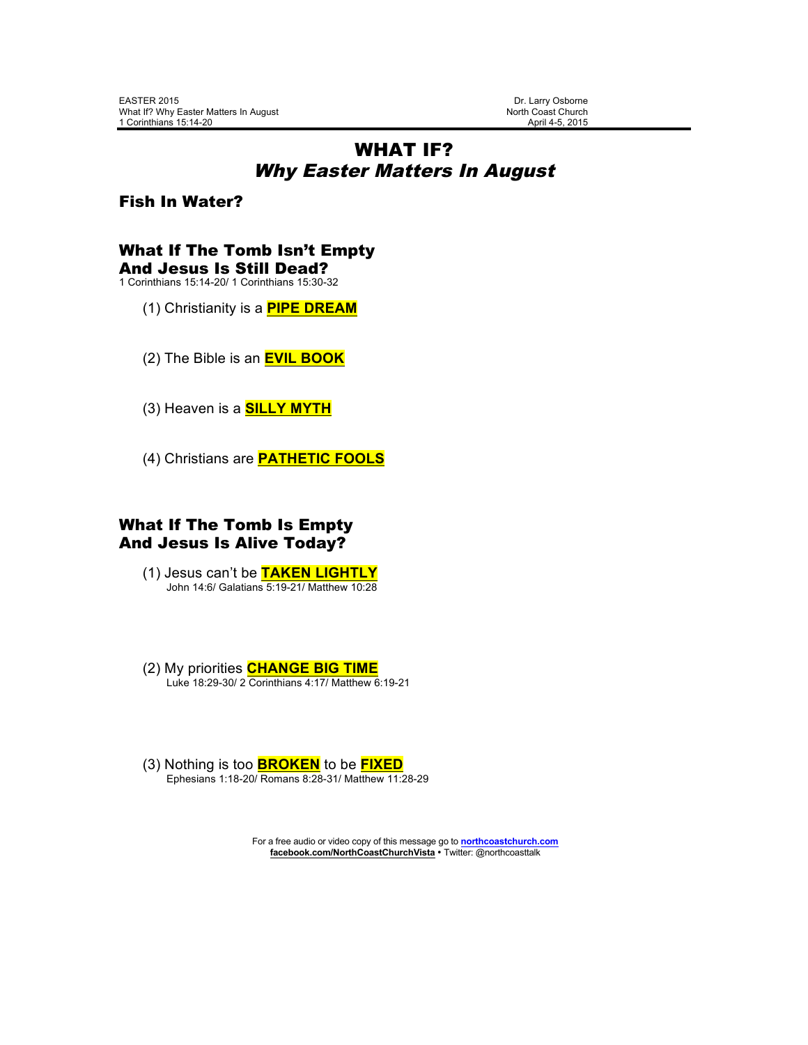EASTER 2015
What If? Why Easter Matters In August
1 Corinthians 15:14-20

Dr. Larry Osborne
North Coast Church
April 4-5, 2015

# WHAT IF?
## *Why Easter Matters In August*

### Fish In Water?

### What If The Tomb Isn't Empty And Jesus Is Still Dead?
1 Corinthians 15:14-20/ 1 Corinthians 15:30-32

(1) Christianity is a **PIPE DREAM**

(2) The Bible is an **EVIL BOOK**

(3) Heaven is a **SILLY MYTH**

(4) Christians are **PATHETIC FOOLS**

### What If The Tomb Is Empty And Jesus Is Alive Today?

(1) Jesus can't be **TAKEN LIGHTLY**
John 14:6/ Galatians 5:19-21/ Matthew 10:28

(2) My priorities **CHANGE BIG TIME**
Luke 18:29-30/ 2 Corinthians 4:17/ Matthew 6:19-21

(3) Nothing is too **BROKEN** to be **FIXED**
Ephesians 1:18-20/ Romans 8:28-31/ Matthew 11:28-29

For a free audio or video copy of this message go to **northcoastchurch.com**
**facebook.com/NorthCoastChurchVista** • Twitter: @northcoasttalk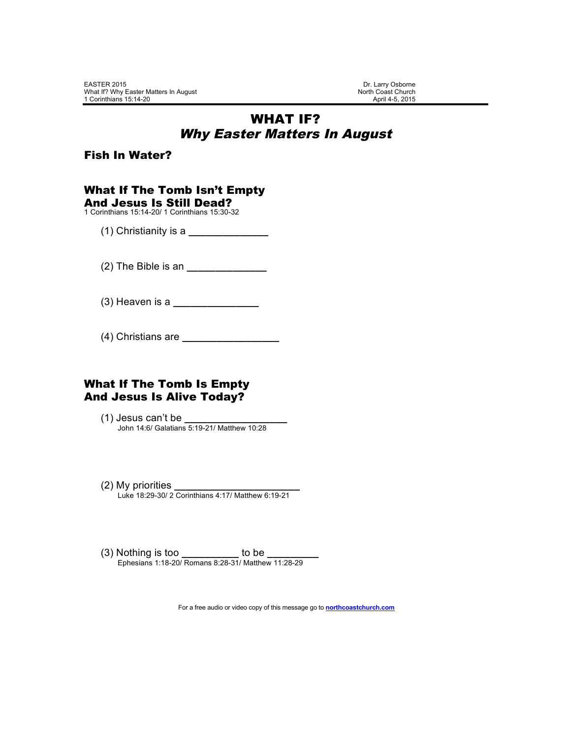EASTER 2015
What If? Why Easter Matters In August
1 Corinthians 15:14-20

Dr. Larry Osborne
North Coast Church
April 4-5, 2015

# WHAT IF?
# *Why Easter Matters In August*

## Fish In Water?

## What If The Tomb Isn't Empty And Jesus Is Still Dead?

1 Corinthians 15:14-20/ 1 Corinthians 15:30-32

(1) Christianity is a _____________

(2) The Bible is an _____________

(3) Heaven is a ______________

(4) Christians are ________________

## What If The Tomb Is Empty And Jesus Is Alive Today?

(1) Jesus can't be _________________
John 14:6/ Galatians 5:19-21/ Matthew 10:28

(2) My priorities _____________________
Luke 18:29-30/ 2 Corinthians 4:17/ Matthew 6:19-21

(3) Nothing is too _________ to be ________
Ephesians 1:18-20/ Romans 8:28-31/ Matthew 11:28-29

For a free audio or video copy of this message go to **northcoastchurch.com**